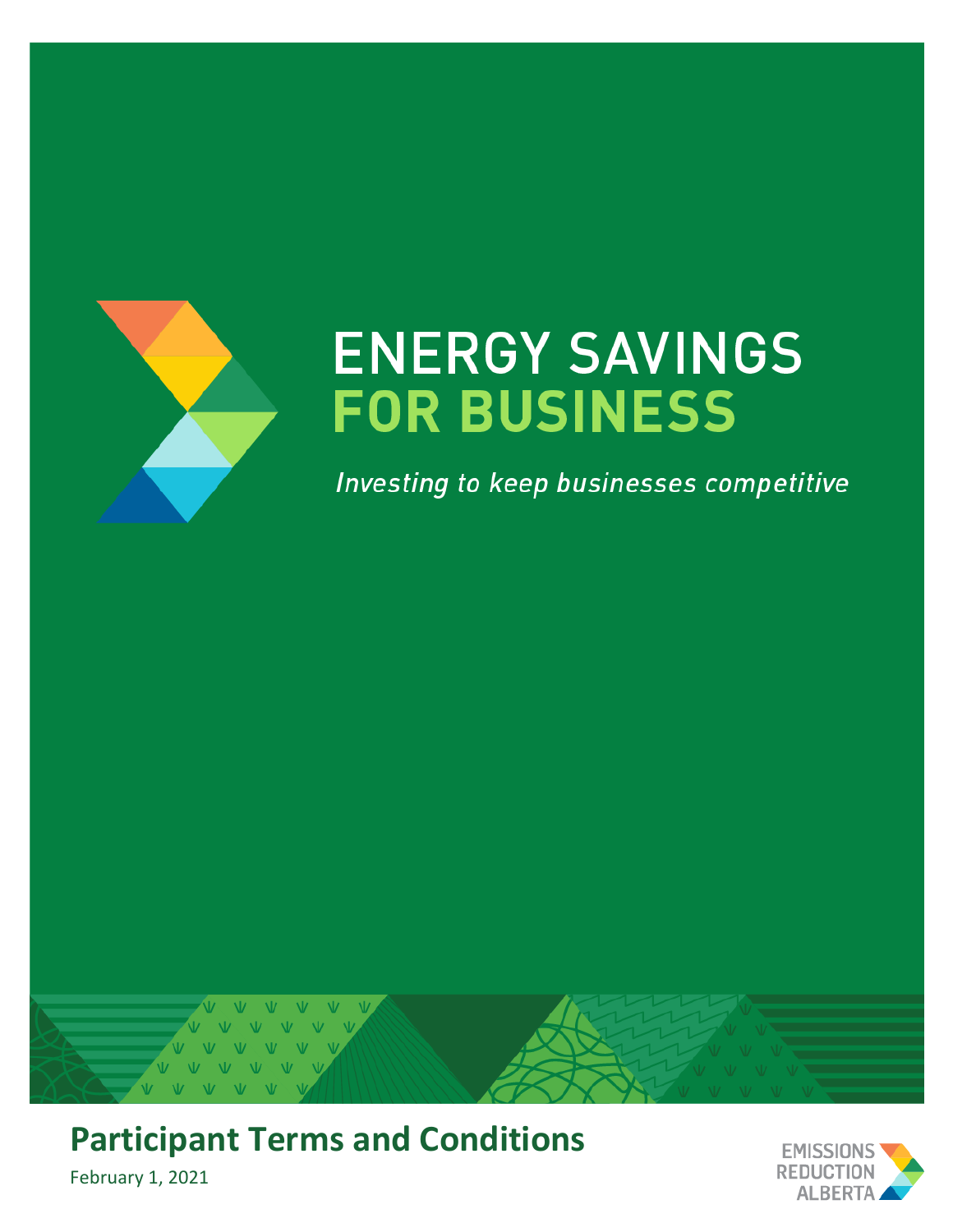# ENERGY SAVINGS FOR BUSINESS

*Investing to keep businesses competitive*

## Participant Terms and Conditions

February 1, 2021

EMISSIONS REDUCTION ALBERTA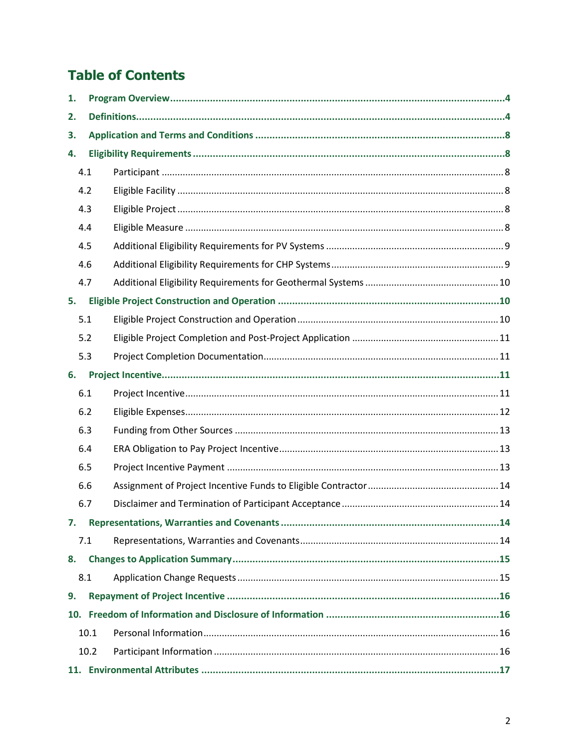# Table of Contents

**1. Program Overview** ....... **4**

**2. Definitions** ....... **4**

**3. Application and Terms and Conditions** ....... **8**

**4. Eligibility Requirements** ....... **8**

- 4.1 Participant ....... 8
- 4.2 Eligible Facility ....... 8
- 4.3 Eligible Project ....... 8
- 4.4 Eligible Measure ....... 8
- 4.5 Additional Eligibility Requirements for PV Systems ....... 9
- 4.6 Additional Eligibility Requirements for CHP Systems ....... 9
- 4.7 Additional Eligibility Requirements for Geothermal Systems ....... 10

**5. Eligible Project Construction and Operation** ....... **10**

- 5.1 Eligible Project Construction and Operation ....... 10
- 5.2 Eligible Project Completion and Post-Project Application ....... 11
- 5.3 Project Completion Documentation ....... 11

**6. Project Incentive** ....... **11**

- 6.1 Project Incentive ....... 11
- 6.2 Eligible Expenses ....... 12
- 6.3 Funding from Other Sources ....... 13
- 6.4 ERA Obligation to Pay Project Incentive ....... 13
- 6.5 Project Incentive Payment ....... 13
- 6.6 Assignment of Project Incentive Funds to Eligible Contractor ....... 14
- 6.7 Disclaimer and Termination of Participant Acceptance ....... 14

**7. Representations, Warranties and Covenants** ....... **14**

- 7.1 Representations, Warranties and Covenants ....... 14

**8. Changes to Application Summary** ....... **15**

- 8.1 Application Change Requests ....... 15

**9. Repayment of Project Incentive** ....... **16**

**10. Freedom of Information and Disclosure of Information** ....... **16**

- 10.1 Personal Information ....... 16
- 10.2 Participant Information ....... 16

**11. Environmental Attributes** ....... **17**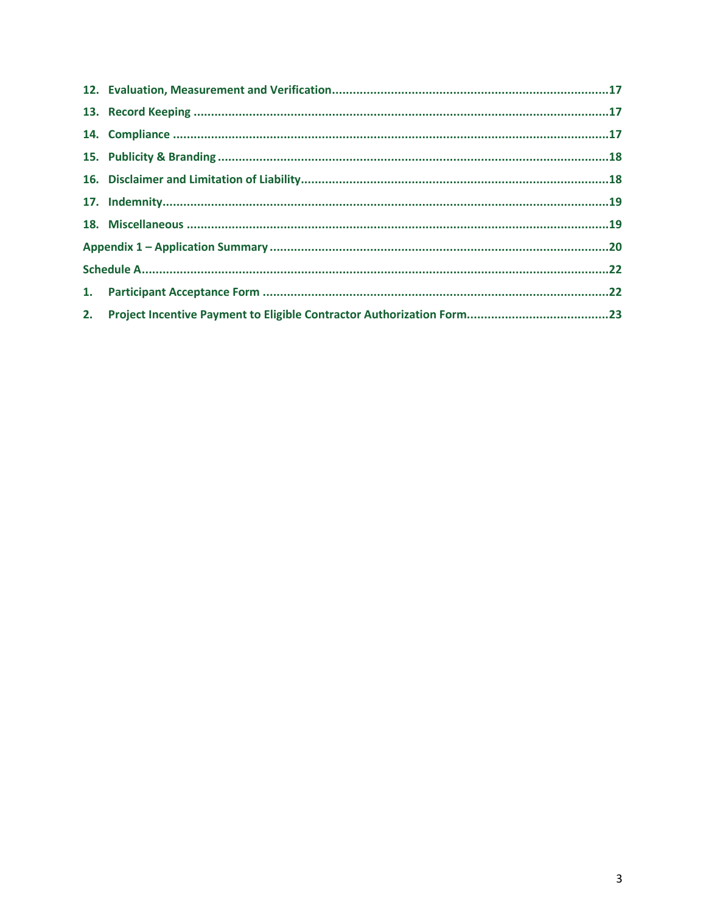12. **Evaluation, Measurement and Verification** .......... 17
13. **Record Keeping** .......... 17
14. **Compliance** .......... 17
15. **Publicity & Branding** .......... 18
16. **Disclaimer and Limitation of Liability** .......... 18
17. **Indemnity** .......... 19
18. **Miscellaneous** .......... 19

**Appendix 1 – Application Summary** .......... 20

**Schedule A** .......... 22

1. **Participant Acceptance Form** .......... 22
2. **Project Incentive Payment to Eligible Contractor Authorization Form** .......... 23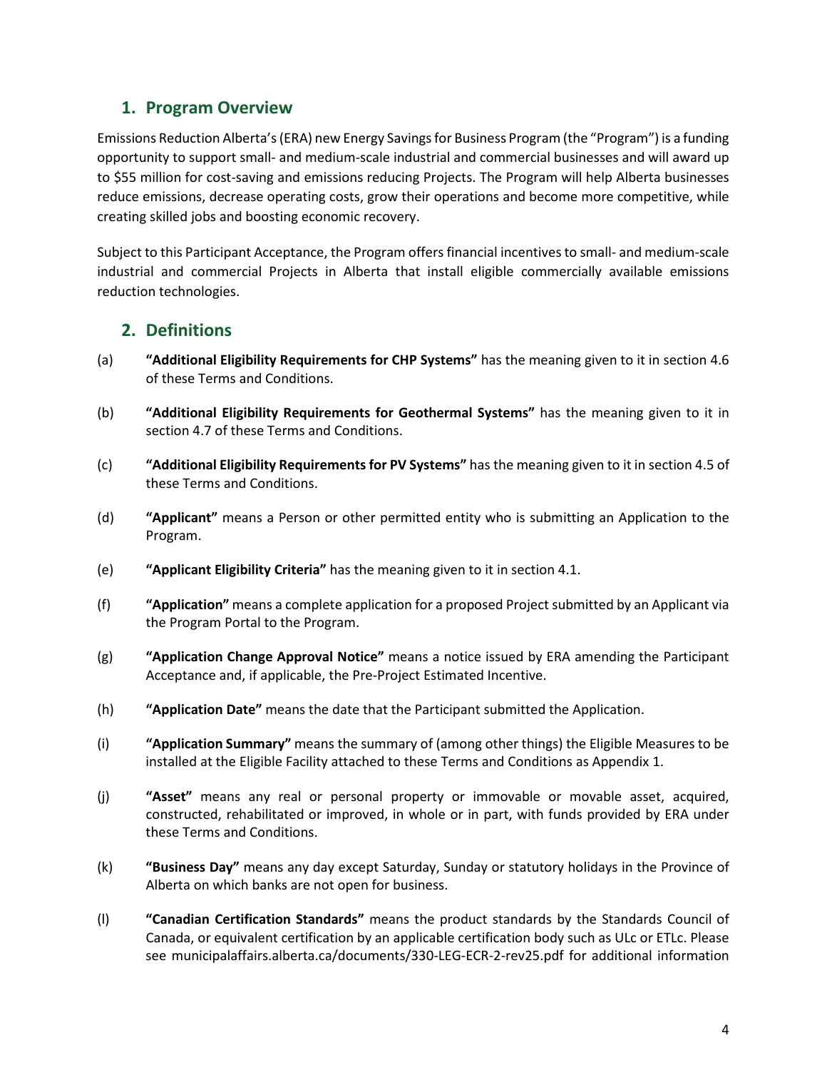## 1. Program Overview

Emissions Reduction Alberta's (ERA) new Energy Savings for Business Program (the "Program") is a funding opportunity to support small- and medium-scale industrial and commercial businesses and will award up to $55 million for cost-saving and emissions reducing Projects. The Program will help Alberta businesses reduce emissions, decrease operating costs, grow their operations and become more competitive, while creating skilled jobs and boosting economic recovery.

Subject to this Participant Acceptance, the Program offers financial incentives to small- and medium-scale industrial and commercial Projects in Alberta that install eligible commercially available emissions reduction technologies.

## 2. Definitions

(a) **"Additional Eligibility Requirements for CHP Systems"** has the meaning given to it in section 4.6 of these Terms and Conditions.

(b) **"Additional Eligibility Requirements for Geothermal Systems"** has the meaning given to it in section 4.7 of these Terms and Conditions.

(c) **"Additional Eligibility Requirements for PV Systems"** has the meaning given to it in section 4.5 of these Terms and Conditions.

(d) **"Applicant"** means a Person or other permitted entity who is submitting an Application to the Program.

(e) **"Applicant Eligibility Criteria"** has the meaning given to it in section 4.1.

(f) **"Application"** means a complete application for a proposed Project submitted by an Applicant via the Program Portal to the Program.

(g) **"Application Change Approval Notice"** means a notice issued by ERA amending the Participant Acceptance and, if applicable, the Pre-Project Estimated Incentive.

(h) **"Application Date"** means the date that the Participant submitted the Application.

(i) **"Application Summary"** means the summary of (among other things) the Eligible Measures to be installed at the Eligible Facility attached to these Terms and Conditions as Appendix 1.

(j) **"Asset"** means any real or personal property or immovable or movable asset, acquired, constructed, rehabilitated or improved, in whole or in part, with funds provided by ERA under these Terms and Conditions.

(k) **"Business Day"** means any day except Saturday, Sunday or statutory holidays in the Province of Alberta on which banks are not open for business.

(l) **"Canadian Certification Standards"** means the product standards by the Standards Council of Canada, or equivalent certification by an applicable certification body such as ULc or ETLc. Please see municipalaffairs.alberta.ca/documents/330-LEG-ECR-2-rev25.pdf for additional information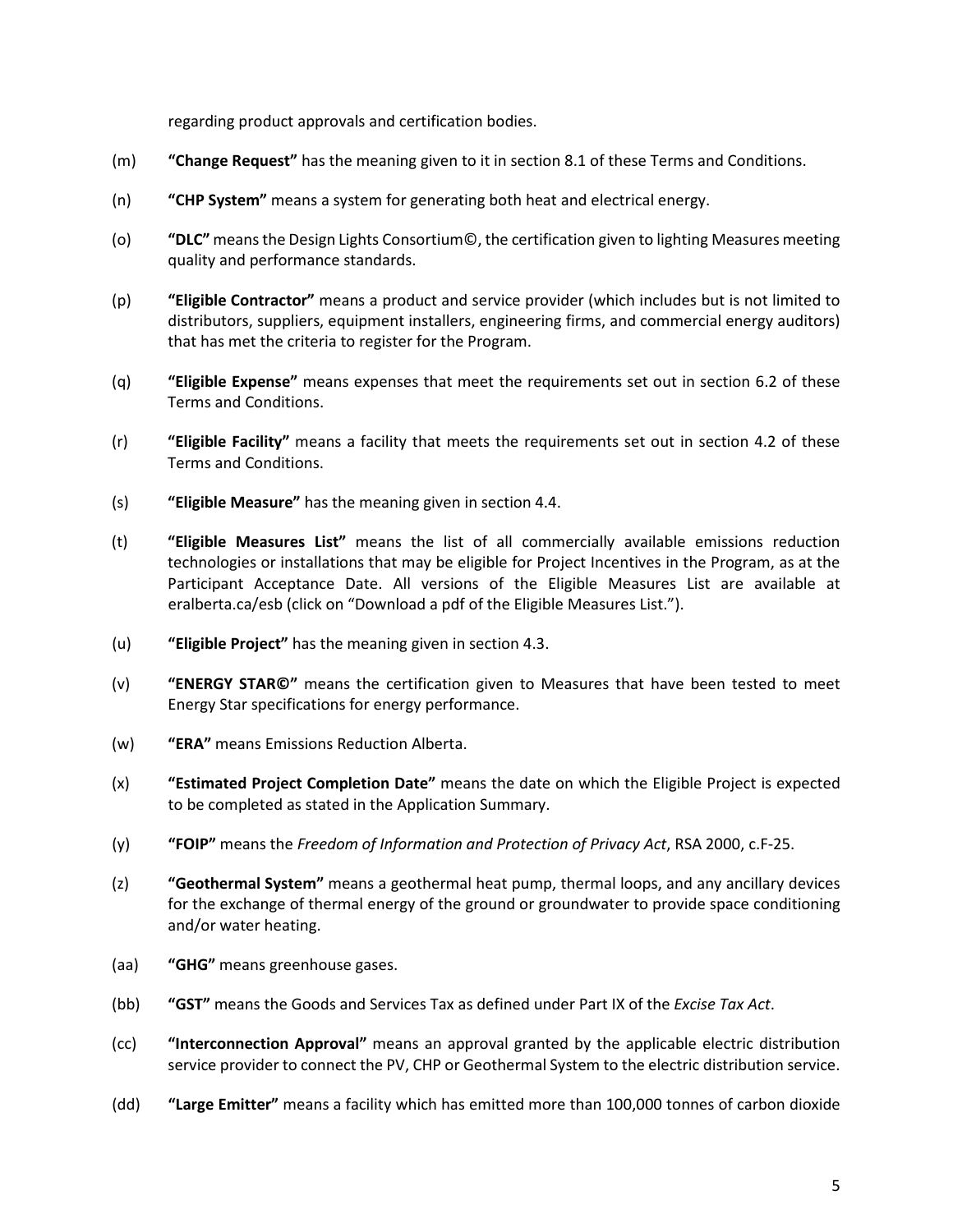regarding product approvals and certification bodies.

(m) **"Change Request"** has the meaning given to it in section 8.1 of these Terms and Conditions.

(n) **"CHP System"** means a system for generating both heat and electrical energy.

(o) **"DLC"** means the Design Lights Consortium©, the certification given to lighting Measures meeting quality and performance standards.

(p) **"Eligible Contractor"** means a product and service provider (which includes but is not limited to distributors, suppliers, equipment installers, engineering firms, and commercial energy auditors) that has met the criteria to register for the Program.

(q) **"Eligible Expense"** means expenses that meet the requirements set out in section 6.2 of these Terms and Conditions.

(r) **"Eligible Facility"** means a facility that meets the requirements set out in section 4.2 of these Terms and Conditions.

(s) **"Eligible Measure"** has the meaning given in section 4.4.

(t) **"Eligible Measures List"** means the list of all commercially available emissions reduction technologies or installations that may be eligible for Project Incentives in the Program, as at the Participant Acceptance Date. All versions of the Eligible Measures List are available at eralberta.ca/esb (click on "Download a pdf of the Eligible Measures List.").

(u) **"Eligible Project"** has the meaning given in section 4.3.

(v) **"ENERGY STAR©"** means the certification given to Measures that have been tested to meet Energy Star specifications for energy performance.

(w) **"ERA"** means Emissions Reduction Alberta.

(x) **"Estimated Project Completion Date"** means the date on which the Eligible Project is expected to be completed as stated in the Application Summary.

(y) **"FOIP"** means the *Freedom of Information and Protection of Privacy Act*, RSA 2000, c.F-25.

(z) **"Geothermal System"** means a geothermal heat pump, thermal loops, and any ancillary devices for the exchange of thermal energy of the ground or groundwater to provide space conditioning and/or water heating.

(aa) **"GHG"** means greenhouse gases.

(bb) **"GST"** means the Goods and Services Tax as defined under Part IX of the *Excise Tax Act*.

(cc) **"Interconnection Approval"** means an approval granted by the applicable electric distribution service provider to connect the PV, CHP or Geothermal System to the electric distribution service.

(dd) **"Large Emitter"** means a facility which has emitted more than 100,000 tonnes of carbon dioxide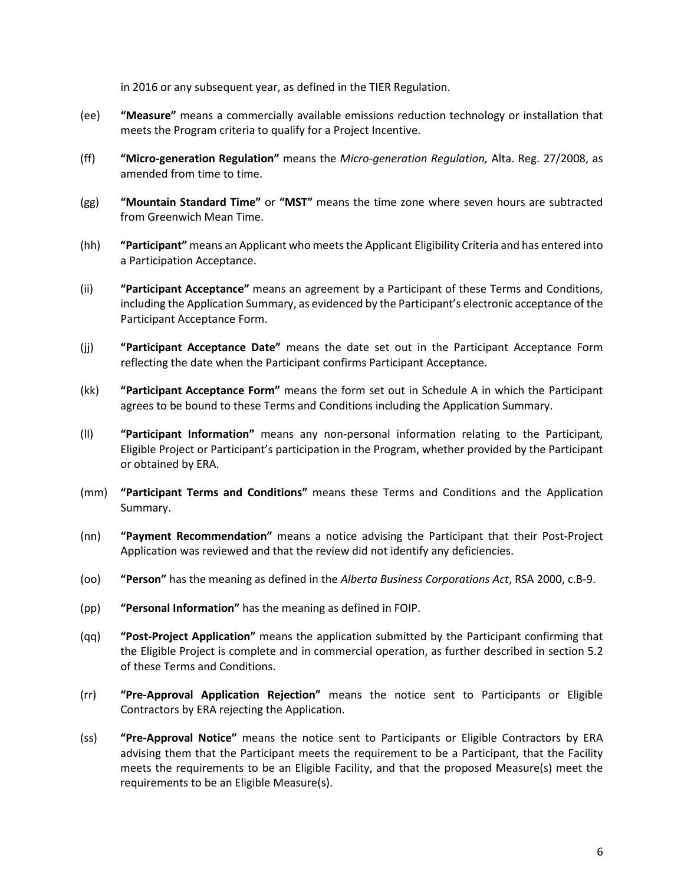in 2016 or any subsequent year, as defined in the TIER Regulation.

(ee) **"Measure"** means a commercially available emissions reduction technology or installation that meets the Program criteria to qualify for a Project Incentive.

(ff) **"Micro-generation Regulation"** means the *Micro-generation Regulation,* Alta. Reg. 27/2008, as amended from time to time.

(gg) **"Mountain Standard Time"** or **"MST"** means the time zone where seven hours are subtracted from Greenwich Mean Time.

(hh) **"Participant"** means an Applicant who meets the Applicant Eligibility Criteria and has entered into a Participation Acceptance.

(ii) **"Participant Acceptance"** means an agreement by a Participant of these Terms and Conditions, including the Application Summary, as evidenced by the Participant's electronic acceptance of the Participant Acceptance Form.

(jj) **"Participant Acceptance Date"** means the date set out in the Participant Acceptance Form reflecting the date when the Participant confirms Participant Acceptance.

(kk) **"Participant Acceptance Form"** means the form set out in Schedule A in which the Participant agrees to be bound to these Terms and Conditions including the Application Summary.

(ll) **"Participant Information"** means any non-personal information relating to the Participant, Eligible Project or Participant's participation in the Program, whether provided by the Participant or obtained by ERA.

(mm) **"Participant Terms and Conditions"** means these Terms and Conditions and the Application Summary.

(nn) **"Payment Recommendation"** means a notice advising the Participant that their Post-Project Application was reviewed and that the review did not identify any deficiencies.

(oo) **"Person"** has the meaning as defined in the *Alberta Business Corporations Act*, RSA 2000, c.B-9.

(pp) **"Personal Information"** has the meaning as defined in FOIP.

(qq) **"Post-Project Application"** means the application submitted by the Participant confirming that the Eligible Project is complete and in commercial operation, as further described in section 5.2 of these Terms and Conditions.

(rr) **"Pre-Approval Application Rejection"** means the notice sent to Participants or Eligible Contractors by ERA rejecting the Application.

(ss) **"Pre-Approval Notice"** means the notice sent to Participants or Eligible Contractors by ERA advising them that the Participant meets the requirement to be a Participant, that the Facility meets the requirements to be an Eligible Facility, and that the proposed Measure(s) meet the requirements to be an Eligible Measure(s).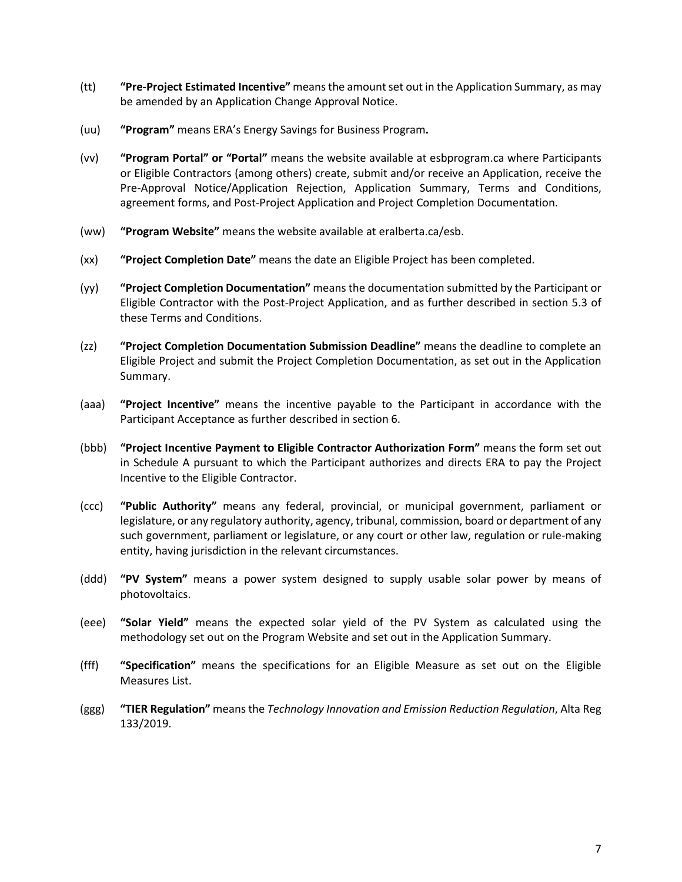(tt) **"Pre-Project Estimated Incentive"** means the amount set out in the Application Summary, as may be amended by an Application Change Approval Notice.

(uu) **"Program"** means ERA's Energy Savings for Business Program**.**

(vv) **"Program Portal" or "Portal"** means the website available at esbprogram.ca where Participants or Eligible Contractors (among others) create, submit and/or receive an Application, receive the Pre-Approval Notice/Application Rejection, Application Summary, Terms and Conditions, agreement forms, and Post-Project Application and Project Completion Documentation.

(ww) **"Program Website"** means the website available at eralberta.ca/esb.

(xx) **"Project Completion Date"** means the date an Eligible Project has been completed.

(yy) **"Project Completion Documentation"** means the documentation submitted by the Participant or Eligible Contractor with the Post-Project Application, and as further described in section 5.3 of these Terms and Conditions.

(zz) **"Project Completion Documentation Submission Deadline"** means the deadline to complete an Eligible Project and submit the Project Completion Documentation, as set out in the Application Summary.

(aaa) **"Project Incentive"** means the incentive payable to the Participant in accordance with the Participant Acceptance as further described in section 6.

(bbb) **"Project Incentive Payment to Eligible Contractor Authorization Form"** means the form set out in Schedule A pursuant to which the Participant authorizes and directs ERA to pay the Project Incentive to the Eligible Contractor.

(ccc) **"Public Authority"** means any federal, provincial, or municipal government, parliament or legislature, or any regulatory authority, agency, tribunal, commission, board or department of any such government, parliament or legislature, or any court or other law, regulation or rule-making entity, having jurisdiction in the relevant circumstances.

(ddd) **"PV System"** means a power system designed to supply usable solar power by means of photovoltaics.

(eee) **"Solar Yield"** means the expected solar yield of the PV System as calculated using the methodology set out on the Program Website and set out in the Application Summary.

(fff) **"Specification"** means the specifications for an Eligible Measure as set out on the Eligible Measures List.

(ggg) **"TIER Regulation"** means the *Technology Innovation and Emission Reduction Regulation*, Alta Reg 133/2019.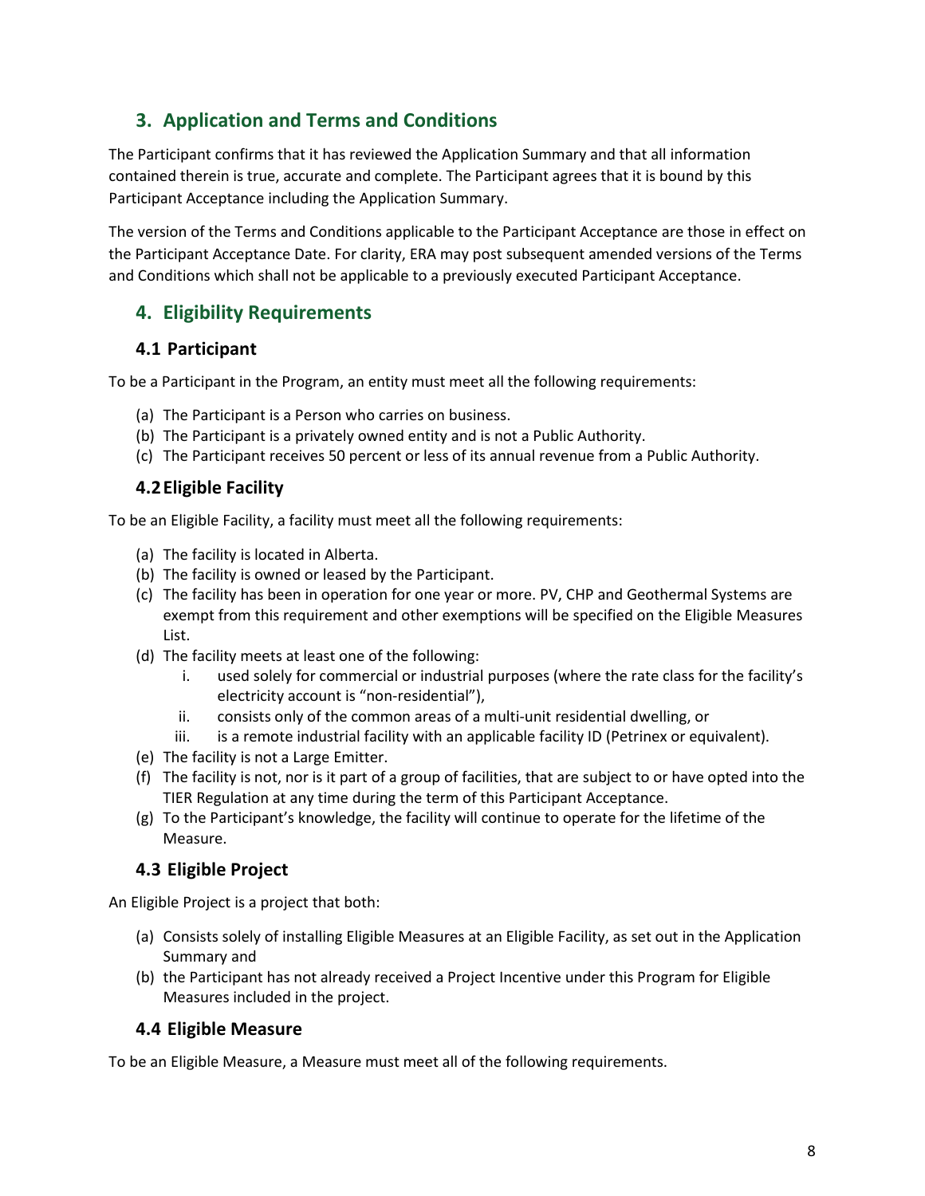## 3. Application and Terms and Conditions

The Participant confirms that it has reviewed the Application Summary and that all information contained therein is true, accurate and complete. The Participant agrees that it is bound by this Participant Acceptance including the Application Summary.

The version of the Terms and Conditions applicable to the Participant Acceptance are those in effect on the Participant Acceptance Date. For clarity, ERA may post subsequent amended versions of the Terms and Conditions which shall not be applicable to a previously executed Participant Acceptance.

## 4. Eligibility Requirements

### 4.1 Participant

To be a Participant in the Program, an entity must meet all the following requirements:

(a) The Participant is a Person who carries on business.
(b) The Participant is a privately owned entity and is not a Public Authority.
(c) The Participant receives 50 percent or less of its annual revenue from a Public Authority.

### 4.2 Eligible Facility

To be an Eligible Facility, a facility must meet all the following requirements:

(a) The facility is located in Alberta.
(b) The facility is owned or leased by the Participant.
(c) The facility has been in operation for one year or more. PV, CHP and Geothermal Systems are exempt from this requirement and other exemptions will be specified on the Eligible Measures List.
(d) The facility meets at least one of the following:
    i. used solely for commercial or industrial purposes (where the rate class for the facility's electricity account is "non-residential"),
    ii. consists only of the common areas of a multi-unit residential dwelling, or
    iii. is a remote industrial facility with an applicable facility ID (Petrinex or equivalent).
(e) The facility is not a Large Emitter.
(f) The facility is not, nor is it part of a group of facilities, that are subject to or have opted into the TIER Regulation at any time during the term of this Participant Acceptance.
(g) To the Participant's knowledge, the facility will continue to operate for the lifetime of the Measure.

### 4.3 Eligible Project

An Eligible Project is a project that both:

(a) Consists solely of installing Eligible Measures at an Eligible Facility, as set out in the Application Summary and
(b) the Participant has not already received a Project Incentive under this Program for Eligible Measures included in the project.

### 4.4 Eligible Measure

To be an Eligible Measure, a Measure must meet all of the following requirements.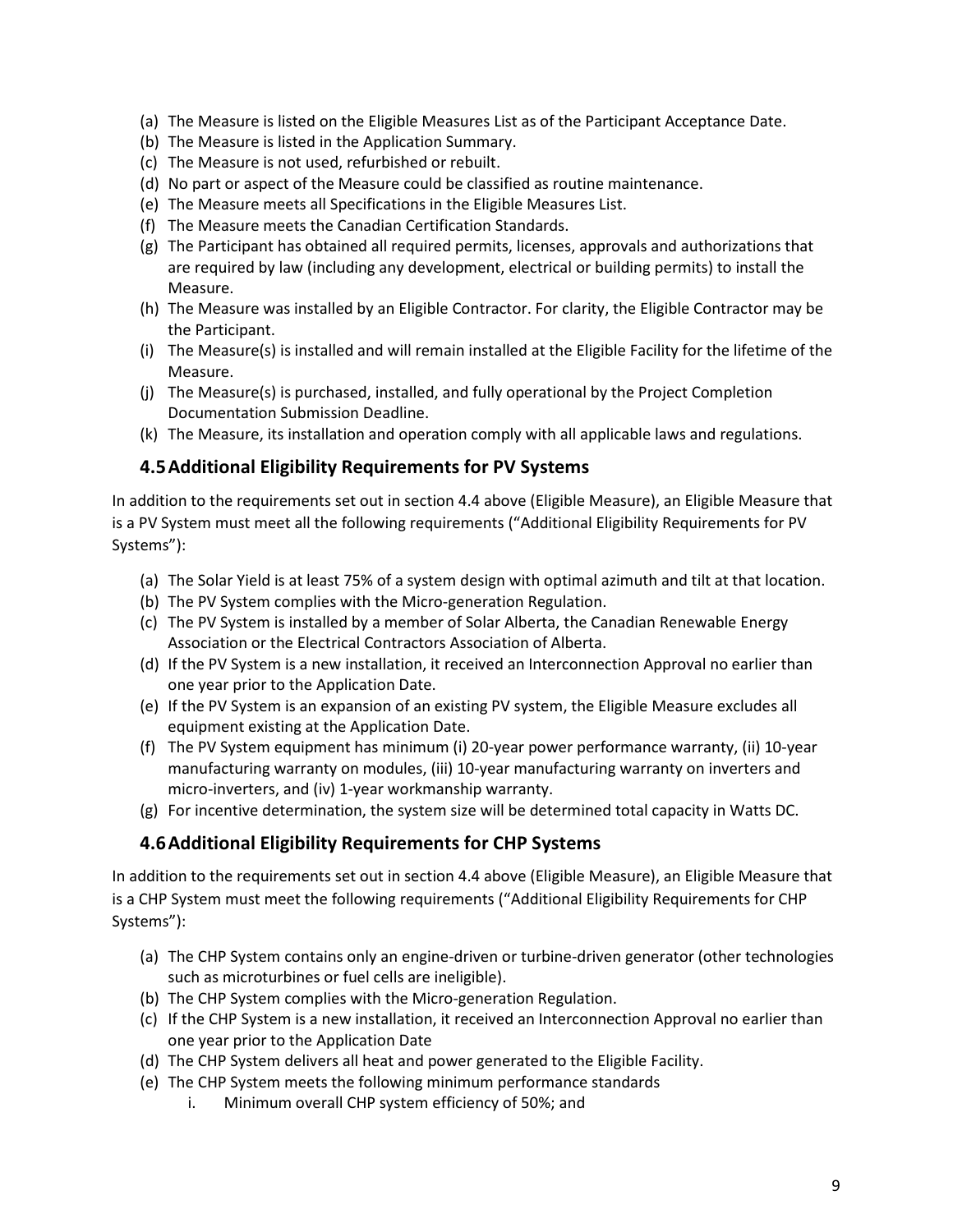(a) The Measure is listed on the Eligible Measures List as of the Participant Acceptance Date.
(b) The Measure is listed in the Application Summary.
(c) The Measure is not used, refurbished or rebuilt.
(d) No part or aspect of the Measure could be classified as routine maintenance.
(e) The Measure meets all Specifications in the Eligible Measures List.
(f) The Measure meets the Canadian Certification Standards.
(g) The Participant has obtained all required permits, licenses, approvals and authorizations that are required by law (including any development, electrical or building permits) to install the Measure.
(h) The Measure was installed by an Eligible Contractor. For clarity, the Eligible Contractor may be the Participant.
(i) The Measure(s) is installed and will remain installed at the Eligible Facility for the lifetime of the Measure.
(j) The Measure(s) is purchased, installed, and fully operational by the Project Completion Documentation Submission Deadline.
(k) The Measure, its installation and operation comply with all applicable laws and regulations.

### 4.5 Additional Eligibility Requirements for PV Systems

In addition to the requirements set out in section 4.4 above (Eligible Measure), an Eligible Measure that is a PV System must meet all the following requirements ("Additional Eligibility Requirements for PV Systems"):

(a) The Solar Yield is at least 75% of a system design with optimal azimuth and tilt at that location.
(b) The PV System complies with the Micro-generation Regulation.
(c) The PV System is installed by a member of Solar Alberta, the Canadian Renewable Energy Association or the Electrical Contractors Association of Alberta.
(d) If the PV System is a new installation, it received an Interconnection Approval no earlier than one year prior to the Application Date.
(e) If the PV System is an expansion of an existing PV system, the Eligible Measure excludes all equipment existing at the Application Date.
(f) The PV System equipment has minimum (i) 20-year power performance warranty, (ii) 10-year manufacturing warranty on modules, (iii) 10-year manufacturing warranty on inverters and micro-inverters, and (iv) 1-year workmanship warranty.
(g) For incentive determination, the system size will be determined total capacity in Watts DC.

### 4.6 Additional Eligibility Requirements for CHP Systems

In addition to the requirements set out in section 4.4 above (Eligible Measure), an Eligible Measure that is a CHP System must meet the following requirements ("Additional Eligibility Requirements for CHP Systems"):

(a) The CHP System contains only an engine-driven or turbine-driven generator (other technologies such as microturbines or fuel cells are ineligible).
(b) The CHP System complies with the Micro-generation Regulation.
(c) If the CHP System is a new installation, it received an Interconnection Approval no earlier than one year prior to the Application Date
(d) The CHP System delivers all heat and power generated to the Eligible Facility.
(e) The CHP System meets the following minimum performance standards
    i. Minimum overall CHP system efficiency of 50%; and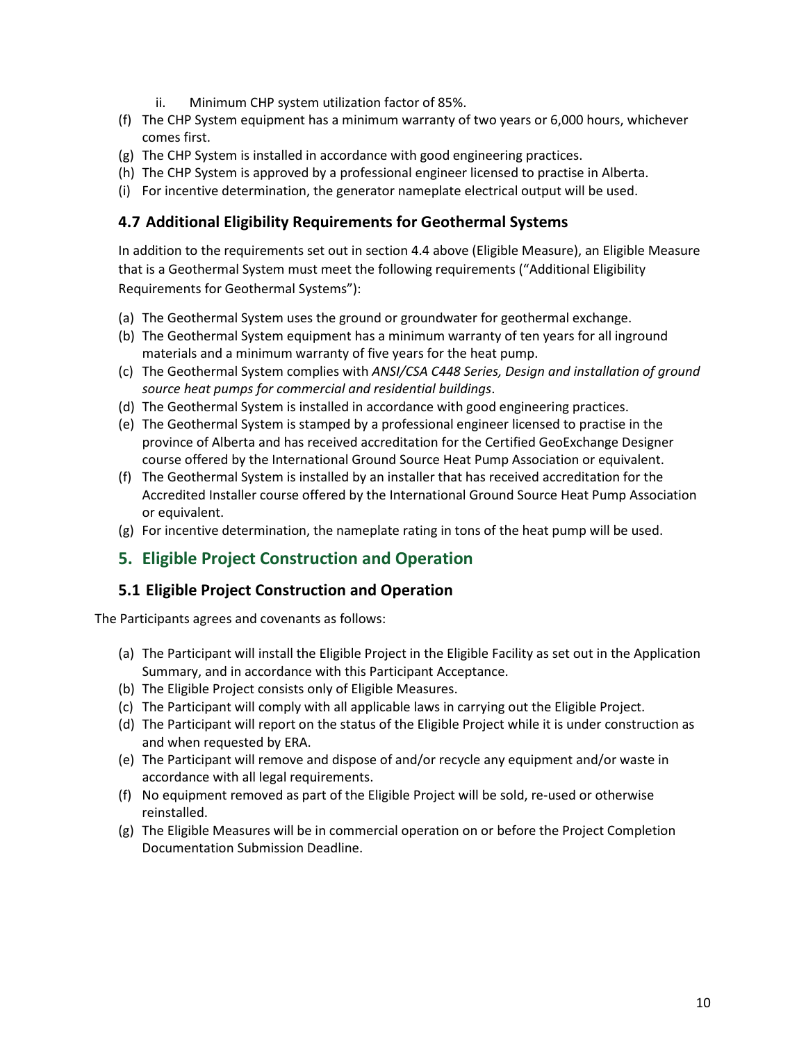ii. Minimum CHP system utilization factor of 85%.

(f) The CHP System equipment has a minimum warranty of two years or 6,000 hours, whichever comes first.
(g) The CHP System is installed in accordance with good engineering practices.
(h) The CHP System is approved by a professional engineer licensed to practise in Alberta.
(i) For incentive determination, the generator nameplate electrical output will be used.

### 4.7 Additional Eligibility Requirements for Geothermal Systems

In addition to the requirements set out in section 4.4 above (Eligible Measure), an Eligible Measure that is a Geothermal System must meet the following requirements ("Additional Eligibility Requirements for Geothermal Systems"):

(a) The Geothermal System uses the ground or groundwater for geothermal exchange.
(b) The Geothermal System equipment has a minimum warranty of ten years for all inground materials and a minimum warranty of five years for the heat pump.
(c) The Geothermal System complies with *ANSI/CSA C448 Series, Design and installation of ground source heat pumps for commercial and residential buildings*.
(d) The Geothermal System is installed in accordance with good engineering practices.
(e) The Geothermal System is stamped by a professional engineer licensed to practise in the province of Alberta and has received accreditation for the Certified GeoExchange Designer course offered by the International Ground Source Heat Pump Association or equivalent.
(f) The Geothermal System is installed by an installer that has received accreditation for the Accredited Installer course offered by the International Ground Source Heat Pump Association or equivalent.
(g) For incentive determination, the nameplate rating in tons of the heat pump will be used.

## 5. Eligible Project Construction and Operation

### 5.1 Eligible Project Construction and Operation

The Participants agrees and covenants as follows:

(a) The Participant will install the Eligible Project in the Eligible Facility as set out in the Application Summary, and in accordance with this Participant Acceptance.
(b) The Eligible Project consists only of Eligible Measures.
(c) The Participant will comply with all applicable laws in carrying out the Eligible Project.
(d) The Participant will report on the status of the Eligible Project while it is under construction as and when requested by ERA.
(e) The Participant will remove and dispose of and/or recycle any equipment and/or waste in accordance with all legal requirements.
(f) No equipment removed as part of the Eligible Project will be sold, re-used or otherwise reinstalled.
(g) The Eligible Measures will be in commercial operation on or before the Project Completion Documentation Submission Deadline.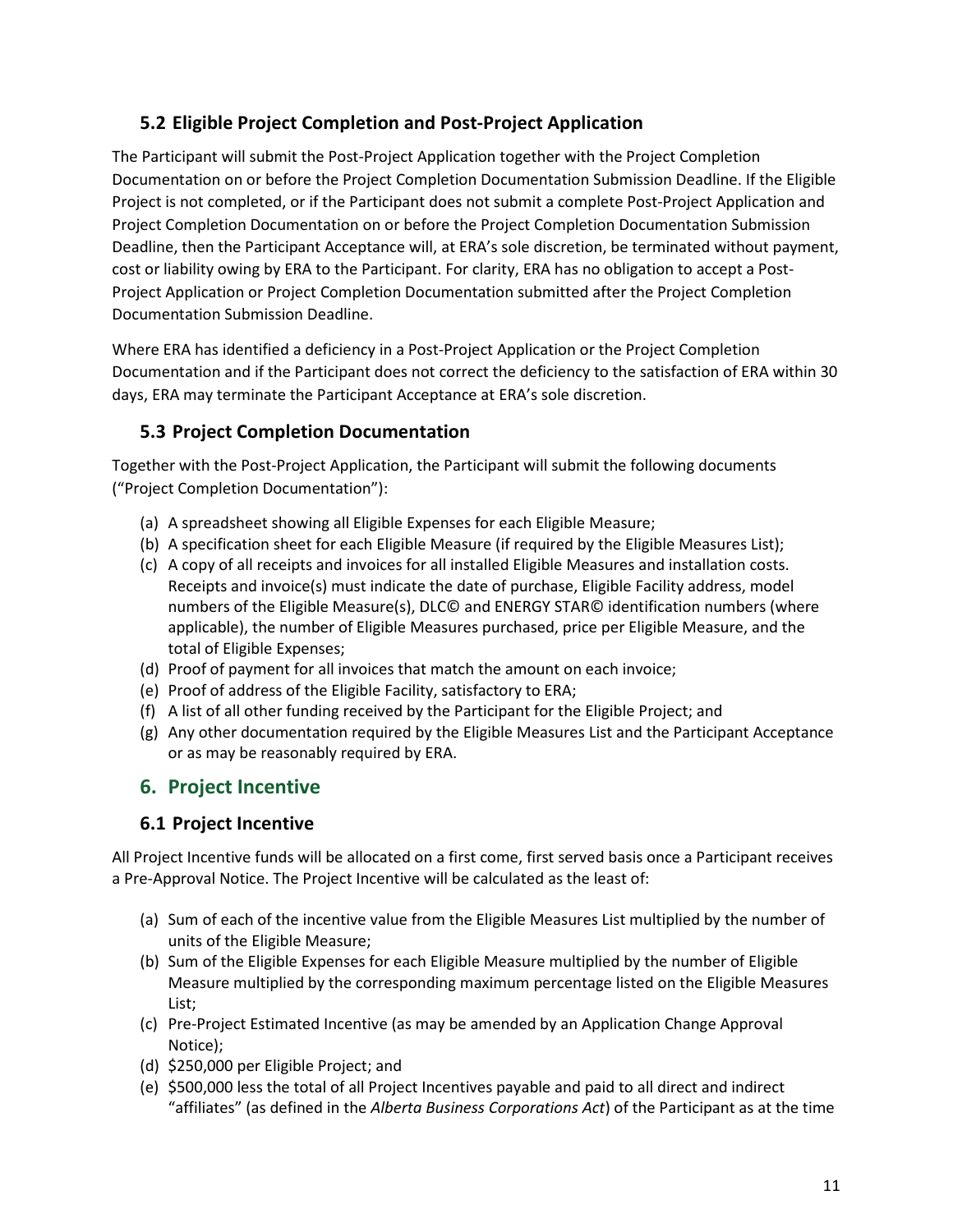### 5.2 Eligible Project Completion and Post-Project Application

The Participant will submit the Post-Project Application together with the Project Completion Documentation on or before the Project Completion Documentation Submission Deadline. If the Eligible Project is not completed, or if the Participant does not submit a complete Post-Project Application and Project Completion Documentation on or before the Project Completion Documentation Submission Deadline, then the Participant Acceptance will, at ERA's sole discretion, be terminated without payment, cost or liability owing by ERA to the Participant. For clarity, ERA has no obligation to accept a Post-Project Application or Project Completion Documentation submitted after the Project Completion Documentation Submission Deadline.

Where ERA has identified a deficiency in a Post-Project Application or the Project Completion Documentation and if the Participant does not correct the deficiency to the satisfaction of ERA within 30 days, ERA may terminate the Participant Acceptance at ERA's sole discretion.

### 5.3 Project Completion Documentation

Together with the Post-Project Application, the Participant will submit the following documents ("Project Completion Documentation"):

(a) A spreadsheet showing all Eligible Expenses for each Eligible Measure;
(b) A specification sheet for each Eligible Measure (if required by the Eligible Measures List);
(c) A copy of all receipts and invoices for all installed Eligible Measures and installation costs. Receipts and invoice(s) must indicate the date of purchase, Eligible Facility address, model numbers of the Eligible Measure(s), DLC© and ENERGY STAR© identification numbers (where applicable), the number of Eligible Measures purchased, price per Eligible Measure, and the total of Eligible Expenses;
(d) Proof of payment for all invoices that match the amount on each invoice;
(e) Proof of address of the Eligible Facility, satisfactory to ERA;
(f) A list of all other funding received by the Participant for the Eligible Project; and
(g) Any other documentation required by the Eligible Measures List and the Participant Acceptance or as may be reasonably required by ERA.

## 6. Project Incentive

### 6.1 Project Incentive

All Project Incentive funds will be allocated on a first come, first served basis once a Participant receives a Pre-Approval Notice. The Project Incentive will be calculated as the least of:

(a) Sum of each of the incentive value from the Eligible Measures List multiplied by the number of units of the Eligible Measure;
(b) Sum of the Eligible Expenses for each Eligible Measure multiplied by the number of Eligible Measure multiplied by the corresponding maximum percentage listed on the Eligible Measures List;
(c) Pre-Project Estimated Incentive (as may be amended by an Application Change Approval Notice);
(d) $250,000 per Eligible Project; and
(e) $500,000 less the total of all Project Incentives payable and paid to all direct and indirect "affiliates" (as defined in the *Alberta Business Corporations Act*) of the Participant as at the time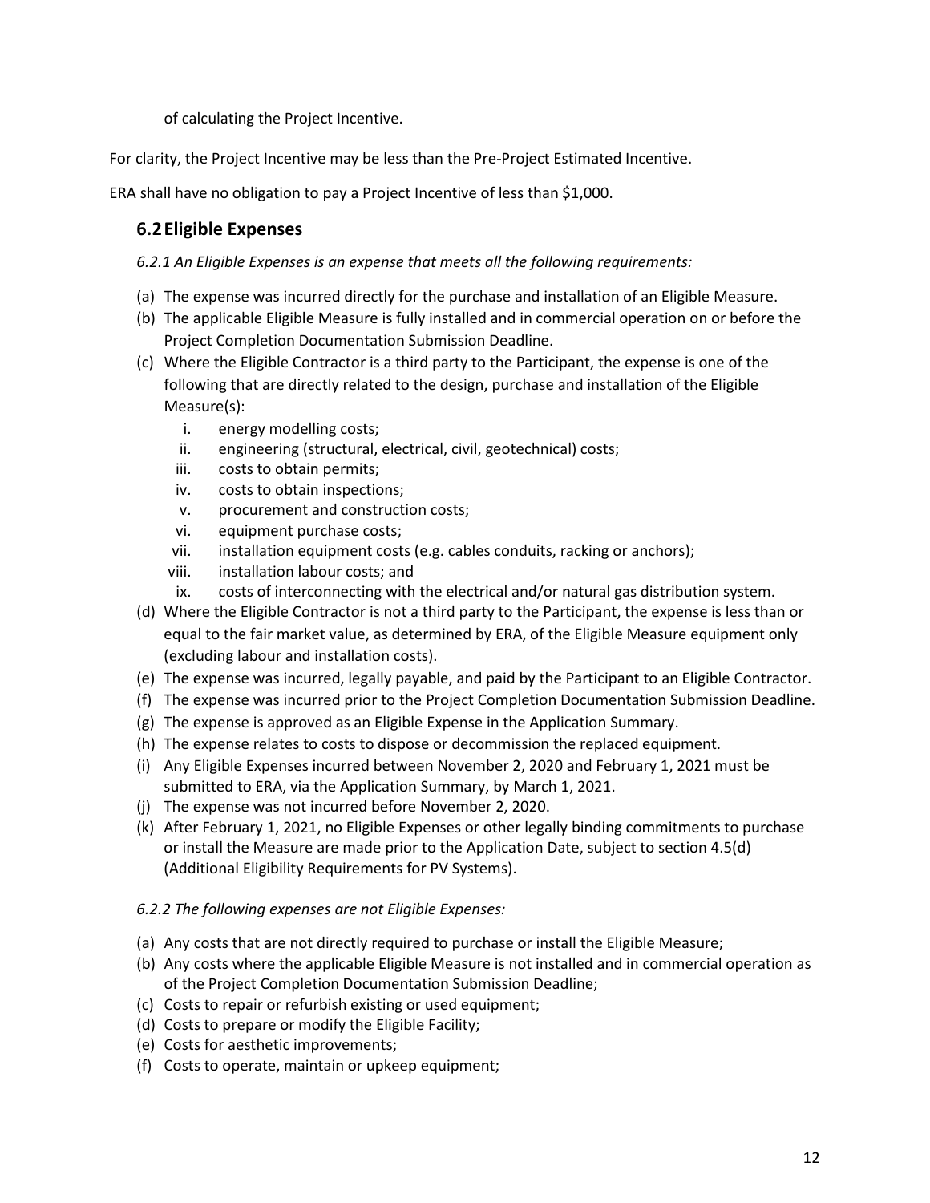of calculating the Project Incentive.

For clarity, the Project Incentive may be less than the Pre-Project Estimated Incentive.

ERA shall have no obligation to pay a Project Incentive of less than $1,000.

## 6.2 Eligible Expenses

*6.2.1 An Eligible Expenses is an expense that meets all the following requirements:*

(a) The expense was incurred directly for the purchase and installation of an Eligible Measure.
(b) The applicable Eligible Measure is fully installed and in commercial operation on or before the Project Completion Documentation Submission Deadline.
(c) Where the Eligible Contractor is a third party to the Participant, the expense is one of the following that are directly related to the design, purchase and installation of the Eligible Measure(s):
   i. energy modelling costs;
   ii. engineering (structural, electrical, civil, geotechnical) costs;
   iii. costs to obtain permits;
   iv. costs to obtain inspections;
   v. procurement and construction costs;
   vi. equipment purchase costs;
   vii. installation equipment costs (e.g. cables conduits, racking or anchors);
   viii. installation labour costs; and
   ix. costs of interconnecting with the electrical and/or natural gas distribution system.
(d) Where the Eligible Contractor is not a third party to the Participant, the expense is less than or equal to the fair market value, as determined by ERA, of the Eligible Measure equipment only (excluding labour and installation costs).
(e) The expense was incurred, legally payable, and paid by the Participant to an Eligible Contractor.
(f) The expense was incurred prior to the Project Completion Documentation Submission Deadline.
(g) The expense is approved as an Eligible Expense in the Application Summary.
(h) The expense relates to costs to dispose or decommission the replaced equipment.
(i) Any Eligible Expenses incurred between November 2, 2020 and February 1, 2021 must be submitted to ERA, via the Application Summary, by March 1, 2021.
(j) The expense was not incurred before November 2, 2020.
(k) After February 1, 2021, no Eligible Expenses or other legally binding commitments to purchase or install the Measure are made prior to the Application Date, subject to section 4.5(d) (Additional Eligibility Requirements for PV Systems).

*6.2.2 The following expenses are not Eligible Expenses:*

(a) Any costs that are not directly required to purchase or install the Eligible Measure;
(b) Any costs where the applicable Eligible Measure is not installed and in commercial operation as of the Project Completion Documentation Submission Deadline;
(c) Costs to repair or refurbish existing or used equipment;
(d) Costs to prepare or modify the Eligible Facility;
(e) Costs for aesthetic improvements;
(f) Costs to operate, maintain or upkeep equipment;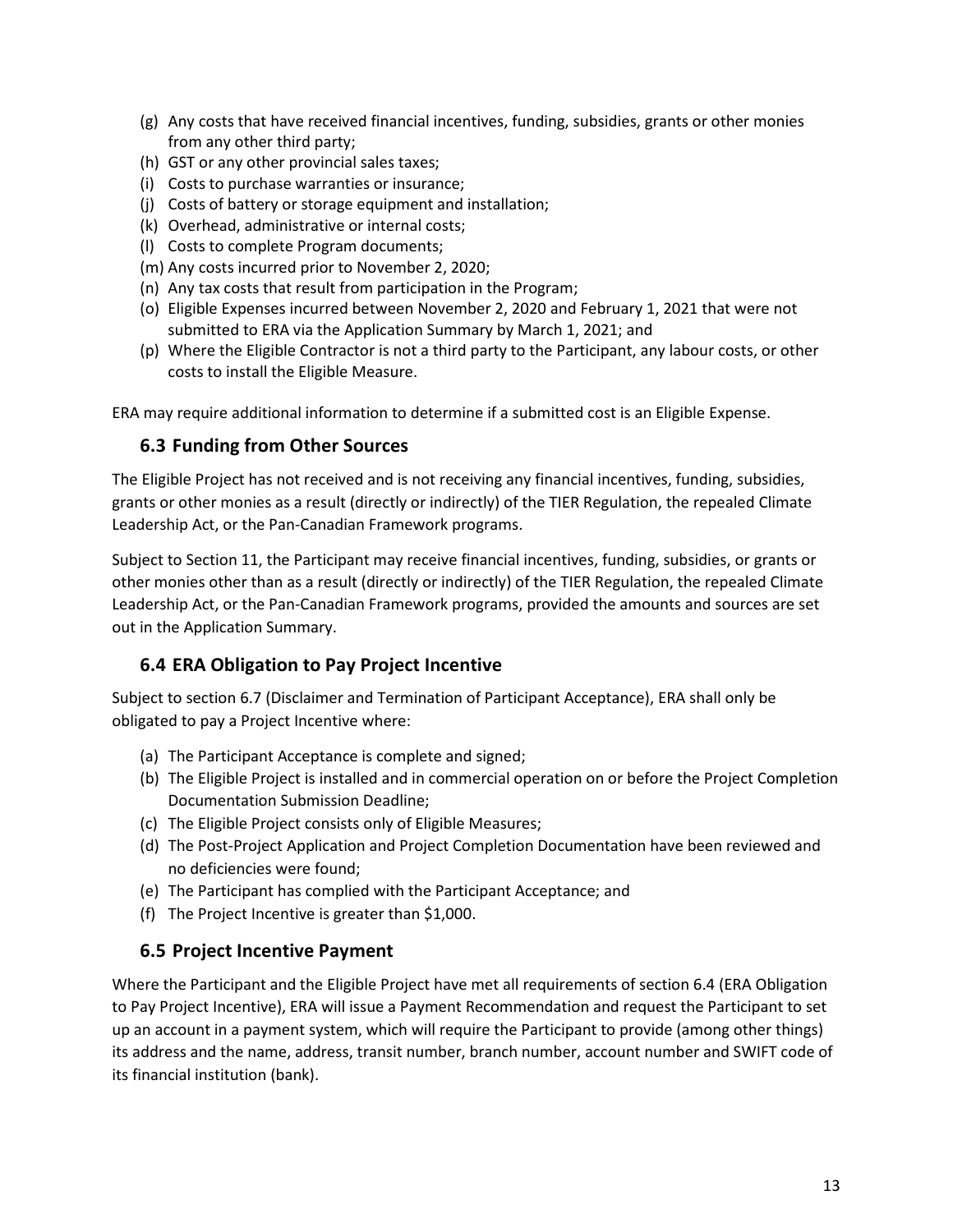(g) Any costs that have received financial incentives, funding, subsidies, grants or other monies from any other third party;
(h) GST or any other provincial sales taxes;
(i) Costs to purchase warranties or insurance;
(j) Costs of battery or storage equipment and installation;
(k) Overhead, administrative or internal costs;
(l) Costs to complete Program documents;
(m) Any costs incurred prior to November 2, 2020;
(n) Any tax costs that result from participation in the Program;
(o) Eligible Expenses incurred between November 2, 2020 and February 1, 2021 that were not submitted to ERA via the Application Summary by March 1, 2021; and
(p) Where the Eligible Contractor is not a third party to the Participant, any labour costs, or other costs to install the Eligible Measure.

ERA may require additional information to determine if a submitted cost is an Eligible Expense.

## 6.3 Funding from Other Sources

The Eligible Project has not received and is not receiving any financial incentives, funding, subsidies, grants or other monies as a result (directly or indirectly) of the TIER Regulation, the repealed Climate Leadership Act, or the Pan-Canadian Framework programs.

Subject to Section 11, the Participant may receive financial incentives, funding, subsidies, or grants or other monies other than as a result (directly or indirectly) of the TIER Regulation, the repealed Climate Leadership Act, or the Pan-Canadian Framework programs, provided the amounts and sources are set out in the Application Summary.

## 6.4 ERA Obligation to Pay Project Incentive

Subject to section 6.7 (Disclaimer and Termination of Participant Acceptance), ERA shall only be obligated to pay a Project Incentive where:

(a) The Participant Acceptance is complete and signed;
(b) The Eligible Project is installed and in commercial operation on or before the Project Completion Documentation Submission Deadline;
(c) The Eligible Project consists only of Eligible Measures;
(d) The Post-Project Application and Project Completion Documentation have been reviewed and no deficiencies were found;
(e) The Participant has complied with the Participant Acceptance; and
(f) The Project Incentive is greater than $1,000.

## 6.5 Project Incentive Payment

Where the Participant and the Eligible Project have met all requirements of section 6.4 (ERA Obligation to Pay Project Incentive), ERA will issue a Payment Recommendation and request the Participant to set up an account in a payment system, which will require the Participant to provide (among other things) its address and the name, address, transit number, branch number, account number and SWIFT code of its financial institution (bank).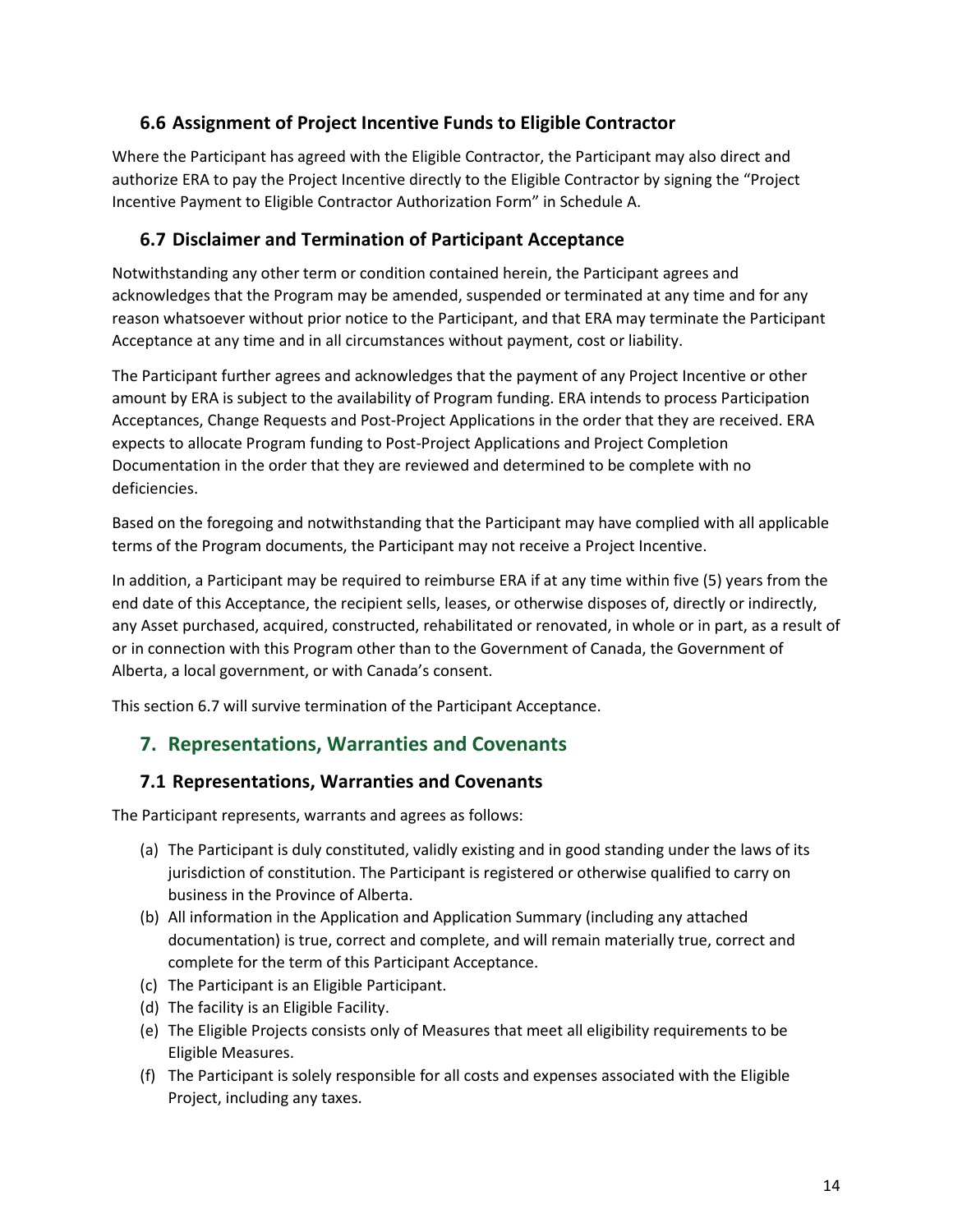### 6.6 Assignment of Project Incentive Funds to Eligible Contractor

Where the Participant has agreed with the Eligible Contractor, the Participant may also direct and authorize ERA to pay the Project Incentive directly to the Eligible Contractor by signing the "Project Incentive Payment to Eligible Contractor Authorization Form" in Schedule A.

### 6.7 Disclaimer and Termination of Participant Acceptance

Notwithstanding any other term or condition contained herein, the Participant agrees and acknowledges that the Program may be amended, suspended or terminated at any time and for any reason whatsoever without prior notice to the Participant, and that ERA may terminate the Participant Acceptance at any time and in all circumstances without payment, cost or liability.

The Participant further agrees and acknowledges that the payment of any Project Incentive or other amount by ERA is subject to the availability of Program funding. ERA intends to process Participation Acceptances, Change Requests and Post-Project Applications in the order that they are received. ERA expects to allocate Program funding to Post-Project Applications and Project Completion Documentation in the order that they are reviewed and determined to be complete with no deficiencies.

Based on the foregoing and notwithstanding that the Participant may have complied with all applicable terms of the Program documents, the Participant may not receive a Project Incentive.

In addition, a Participant may be required to reimburse ERA if at any time within five (5) years from the end date of this Acceptance, the recipient sells, leases, or otherwise disposes of, directly or indirectly, any Asset purchased, acquired, constructed, rehabilitated or renovated, in whole or in part, as a result of or in connection with this Program other than to the Government of Canada, the Government of Alberta, a local government, or with Canada's consent.

This section 6.7 will survive termination of the Participant Acceptance.

## 7. Representations, Warranties and Covenants

### 7.1 Representations, Warranties and Covenants

The Participant represents, warrants and agrees as follows:

(a) The Participant is duly constituted, validly existing and in good standing under the laws of its jurisdiction of constitution. The Participant is registered or otherwise qualified to carry on business in the Province of Alberta.

(b) All information in the Application and Application Summary (including any attached documentation) is true, correct and complete, and will remain materially true, correct and complete for the term of this Participant Acceptance.

(c) The Participant is an Eligible Participant.

(d) The facility is an Eligible Facility.

(e) The Eligible Projects consists only of Measures that meet all eligibility requirements to be Eligible Measures.

(f) The Participant is solely responsible for all costs and expenses associated with the Eligible Project, including any taxes.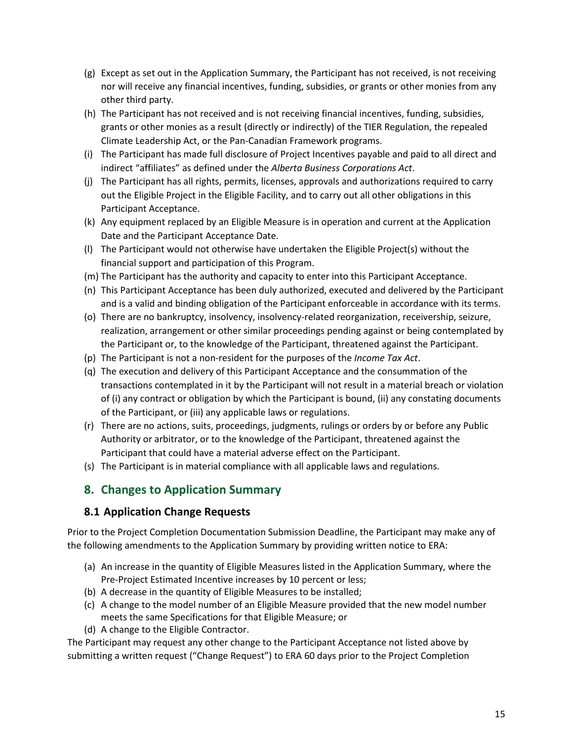- (g) Except as set out in the Application Summary, the Participant has not received, is not receiving nor will receive any financial incentives, funding, subsidies, or grants or other monies from any other third party.
- (h) The Participant has not received and is not receiving financial incentives, funding, subsidies, grants or other monies as a result (directly or indirectly) of the TIER Regulation, the repealed Climate Leadership Act, or the Pan-Canadian Framework programs.
- (i) The Participant has made full disclosure of Project Incentives payable and paid to all direct and indirect "affiliates" as defined under the *Alberta Business Corporations Act*.
- (j) The Participant has all rights, permits, licenses, approvals and authorizations required to carry out the Eligible Project in the Eligible Facility, and to carry out all other obligations in this Participant Acceptance.
- (k) Any equipment replaced by an Eligible Measure is in operation and current at the Application Date and the Participant Acceptance Date.
- (l) The Participant would not otherwise have undertaken the Eligible Project(s) without the financial support and participation of this Program.
- (m) The Participant has the authority and capacity to enter into this Participant Acceptance.
- (n) This Participant Acceptance has been duly authorized, executed and delivered by the Participant and is a valid and binding obligation of the Participant enforceable in accordance with its terms.
- (o) There are no bankruptcy, insolvency, insolvency-related reorganization, receivership, seizure, realization, arrangement or other similar proceedings pending against or being contemplated by the Participant or, to the knowledge of the Participant, threatened against the Participant.
- (p) The Participant is not a non-resident for the purposes of the *Income Tax Act*.
- (q) The execution and delivery of this Participant Acceptance and the consummation of the transactions contemplated in it by the Participant will not result in a material breach or violation of (i) any contract or obligation by which the Participant is bound, (ii) any constating documents of the Participant, or (iii) any applicable laws or regulations.
- (r) There are no actions, suits, proceedings, judgments, rulings or orders by or before any Public Authority or arbitrator, or to the knowledge of the Participant, threatened against the Participant that could have a material adverse effect on the Participant.
- (s) The Participant is in material compliance with all applicable laws and regulations.

## 8. Changes to Application Summary

### 8.1 Application Change Requests

Prior to the Project Completion Documentation Submission Deadline, the Participant may make any of the following amendments to the Application Summary by providing written notice to ERA:

- (a) An increase in the quantity of Eligible Measures listed in the Application Summary, where the Pre-Project Estimated Incentive increases by 10 percent or less;
- (b) A decrease in the quantity of Eligible Measures to be installed;
- (c) A change to the model number of an Eligible Measure provided that the new model number meets the same Specifications for that Eligible Measure; or
- (d) A change to the Eligible Contractor.

The Participant may request any other change to the Participant Acceptance not listed above by submitting a written request ("Change Request") to ERA 60 days prior to the Project Completion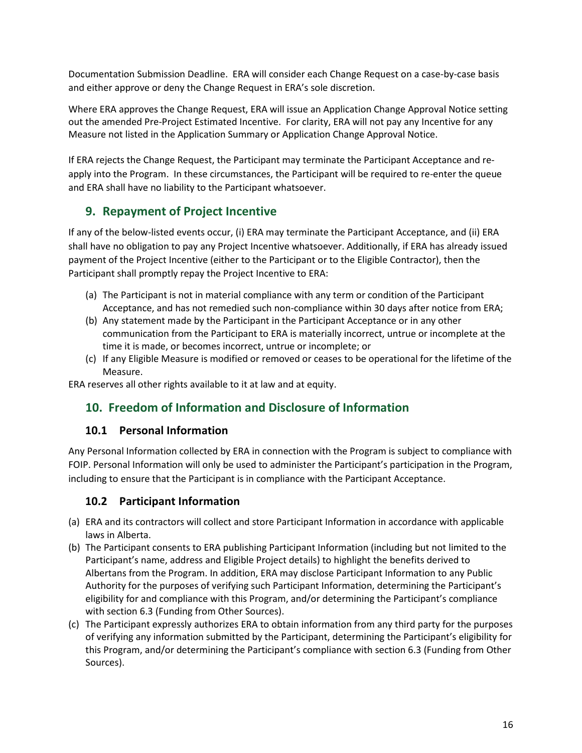Documentation Submission Deadline. ERA will consider each Change Request on a case-by-case basis and either approve or deny the Change Request in ERA's sole discretion.

Where ERA approves the Change Request, ERA will issue an Application Change Approval Notice setting out the amended Pre-Project Estimated Incentive. For clarity, ERA will not pay any Incentive for any Measure not listed in the Application Summary or Application Change Approval Notice.

If ERA rejects the Change Request, the Participant may terminate the Participant Acceptance and re-apply into the Program. In these circumstances, the Participant will be required to re-enter the queue and ERA shall have no liability to the Participant whatsoever.

## 9. Repayment of Project Incentive

If any of the below-listed events occur, (i) ERA may terminate the Participant Acceptance, and (ii) ERA shall have no obligation to pay any Project Incentive whatsoever. Additionally, if ERA has already issued payment of the Project Incentive (either to the Participant or to the Eligible Contractor), then the Participant shall promptly repay the Project Incentive to ERA:

(a) The Participant is not in material compliance with any term or condition of the Participant Acceptance, and has not remedied such non-compliance within 30 days after notice from ERA;

(b) Any statement made by the Participant in the Participant Acceptance or in any other communication from the Participant to ERA is materially incorrect, untrue or incomplete at the time it is made, or becomes incorrect, untrue or incomplete; or

(c) If any Eligible Measure is modified or removed or ceases to be operational for the lifetime of the Measure.

ERA reserves all other rights available to it at law and at equity.

## 10. Freedom of Information and Disclosure of Information

### 10.1 Personal Information

Any Personal Information collected by ERA in connection with the Program is subject to compliance with FOIP. Personal Information will only be used to administer the Participant's participation in the Program, including to ensure that the Participant is in compliance with the Participant Acceptance.

### 10.2 Participant Information

(a) ERA and its contractors will collect and store Participant Information in accordance with applicable laws in Alberta.

(b) The Participant consents to ERA publishing Participant Information (including but not limited to the Participant's name, address and Eligible Project details) to highlight the benefits derived to Albertans from the Program. In addition, ERA may disclose Participant Information to any Public Authority for the purposes of verifying such Participant Information, determining the Participant's eligibility for and compliance with this Program, and/or determining the Participant's compliance with section 6.3 (Funding from Other Sources).

(c) The Participant expressly authorizes ERA to obtain information from any third party for the purposes of verifying any information submitted by the Participant, determining the Participant's eligibility for this Program, and/or determining the Participant's compliance with section 6.3 (Funding from Other Sources).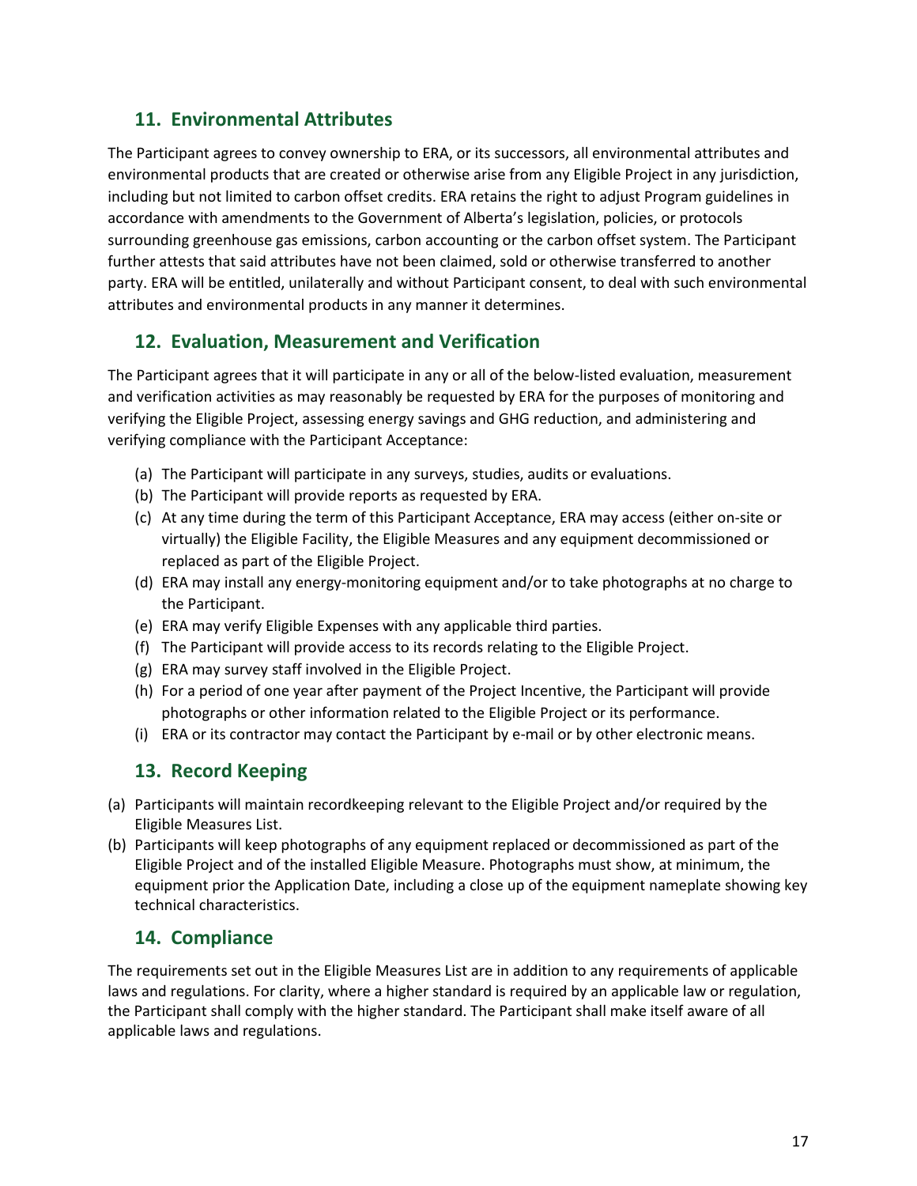## 11. Environmental Attributes

The Participant agrees to convey ownership to ERA, or its successors, all environmental attributes and environmental products that are created or otherwise arise from any Eligible Project in any jurisdiction, including but not limited to carbon offset credits. ERA retains the right to adjust Program guidelines in accordance with amendments to the Government of Alberta's legislation, policies, or protocols surrounding greenhouse gas emissions, carbon accounting or the carbon offset system. The Participant further attests that said attributes have not been claimed, sold or otherwise transferred to another party. ERA will be entitled, unilaterally and without Participant consent, to deal with such environmental attributes and environmental products in any manner it determines.

## 12. Evaluation, Measurement and Verification

The Participant agrees that it will participate in any or all of the below-listed evaluation, measurement and verification activities as may reasonably be requested by ERA for the purposes of monitoring and verifying the Eligible Project, assessing energy savings and GHG reduction, and administering and verifying compliance with the Participant Acceptance:

(a) The Participant will participate in any surveys, studies, audits or evaluations.
(b) The Participant will provide reports as requested by ERA.
(c) At any time during the term of this Participant Acceptance, ERA may access (either on-site or virtually) the Eligible Facility, the Eligible Measures and any equipment decommissioned or replaced as part of the Eligible Project.
(d) ERA may install any energy-monitoring equipment and/or to take photographs at no charge to the Participant.
(e) ERA may verify Eligible Expenses with any applicable third parties.
(f) The Participant will provide access to its records relating to the Eligible Project.
(g) ERA may survey staff involved in the Eligible Project.
(h) For a period of one year after payment of the Project Incentive, the Participant will provide photographs or other information related to the Eligible Project or its performance.
(i) ERA or its contractor may contact the Participant by e-mail or by other electronic means.

## 13. Record Keeping

(a) Participants will maintain recordkeeping relevant to the Eligible Project and/or required by the Eligible Measures List.
(b) Participants will keep photographs of any equipment replaced or decommissioned as part of the Eligible Project and of the installed Eligible Measure. Photographs must show, at minimum, the equipment prior the Application Date, including a close up of the equipment nameplate showing key technical characteristics.

## 14. Compliance

The requirements set out in the Eligible Measures List are in addition to any requirements of applicable laws and regulations. For clarity, where a higher standard is required by an applicable law or regulation, the Participant shall comply with the higher standard. The Participant shall make itself aware of all applicable laws and regulations.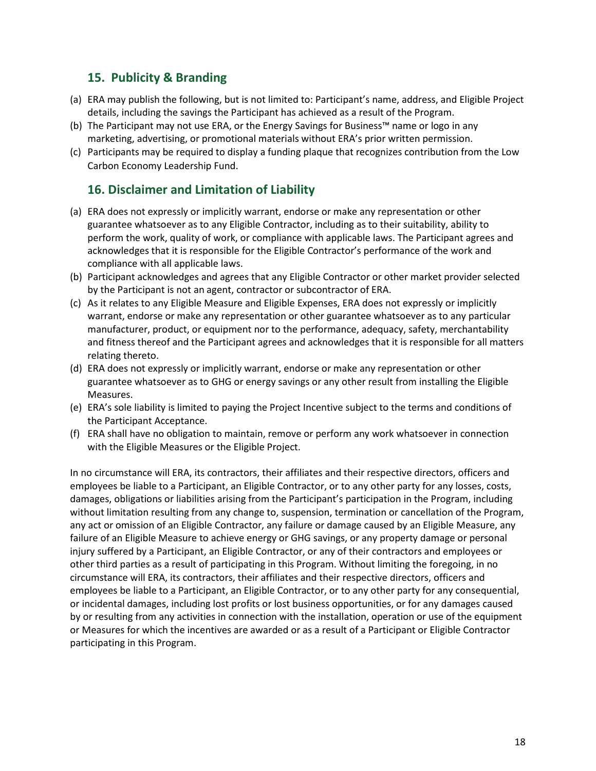## 15. Publicity & Branding

(a) ERA may publish the following, but is not limited to: Participant's name, address, and Eligible Project details, including the savings the Participant has achieved as a result of the Program.

(b) The Participant may not use ERA, or the Energy Savings for Business™ name or logo in any marketing, advertising, or promotional materials without ERA's prior written permission.

(c) Participants may be required to display a funding plaque that recognizes contribution from the Low Carbon Economy Leadership Fund.

## 16. Disclaimer and Limitation of Liability

(a) ERA does not expressly or implicitly warrant, endorse or make any representation or other guarantee whatsoever as to any Eligible Contractor, including as to their suitability, ability to perform the work, quality of work, or compliance with applicable laws. The Participant agrees and acknowledges that it is responsible for the Eligible Contractor's performance of the work and compliance with all applicable laws.

(b) Participant acknowledges and agrees that any Eligible Contractor or other market provider selected by the Participant is not an agent, contractor or subcontractor of ERA.

(c) As it relates to any Eligible Measure and Eligible Expenses, ERA does not expressly or implicitly warrant, endorse or make any representation or other guarantee whatsoever as to any particular manufacturer, product, or equipment nor to the performance, adequacy, safety, merchantability and fitness thereof and the Participant agrees and acknowledges that it is responsible for all matters relating thereto.

(d) ERA does not expressly or implicitly warrant, endorse or make any representation or other guarantee whatsoever as to GHG or energy savings or any other result from installing the Eligible Measures.

(e) ERA's sole liability is limited to paying the Project Incentive subject to the terms and conditions of the Participant Acceptance.

(f) ERA shall have no obligation to maintain, remove or perform any work whatsoever in connection with the Eligible Measures or the Eligible Project.

In no circumstance will ERA, its contractors, their affiliates and their respective directors, officers and employees be liable to a Participant, an Eligible Contractor, or to any other party for any losses, costs, damages, obligations or liabilities arising from the Participant's participation in the Program, including without limitation resulting from any change to, suspension, termination or cancellation of the Program, any act or omission of an Eligible Contractor, any failure or damage caused by an Eligible Measure, any failure of an Eligible Measure to achieve energy or GHG savings, or any property damage or personal injury suffered by a Participant, an Eligible Contractor, or any of their contractors and employees or other third parties as a result of participating in this Program. Without limiting the foregoing, in no circumstance will ERA, its contractors, their affiliates and their respective directors, officers and employees be liable to a Participant, an Eligible Contractor, or to any other party for any consequential, or incidental damages, including lost profits or lost business opportunities, or for any damages caused by or resulting from any activities in connection with the installation, operation or use of the equipment or Measures for which the incentives are awarded or as a result of a Participant or Eligible Contractor participating in this Program.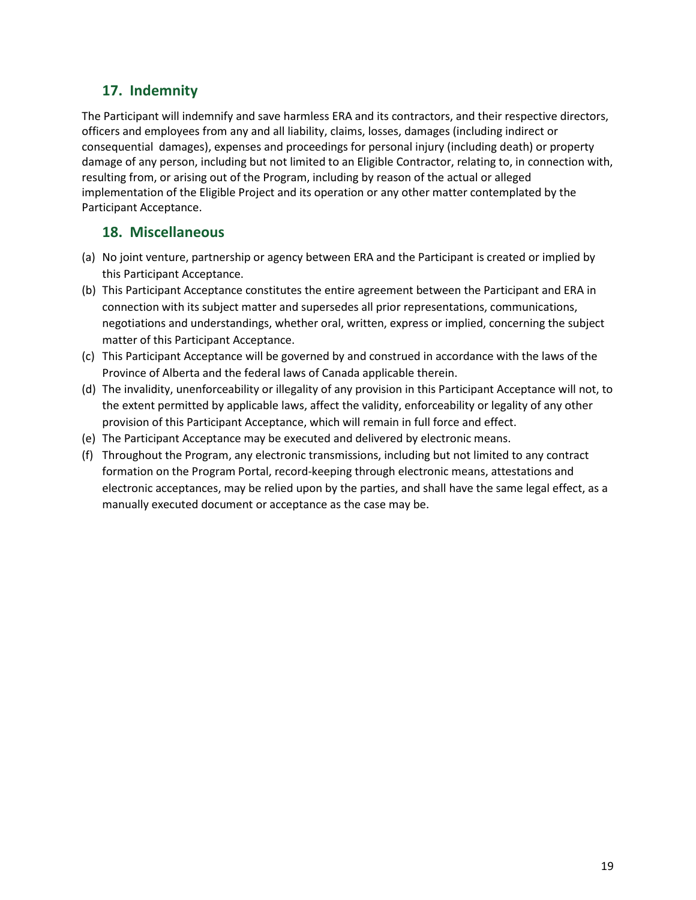## 17. Indemnity

The Participant will indemnify and save harmless ERA and its contractors, and their respective directors, officers and employees from any and all liability, claims, losses, damages (including indirect or consequential damages), expenses and proceedings for personal injury (including death) or property damage of any person, including but not limited to an Eligible Contractor, relating to, in connection with, resulting from, or arising out of the Program, including by reason of the actual or alleged implementation of the Eligible Project and its operation or any other matter contemplated by the Participant Acceptance.

## 18. Miscellaneous

(a) No joint venture, partnership or agency between ERA and the Participant is created or implied by this Participant Acceptance.

(b) This Participant Acceptance constitutes the entire agreement between the Participant and ERA in connection with its subject matter and supersedes all prior representations, communications, negotiations and understandings, whether oral, written, express or implied, concerning the subject matter of this Participant Acceptance.

(c) This Participant Acceptance will be governed by and construed in accordance with the laws of the Province of Alberta and the federal laws of Canada applicable therein.

(d) The invalidity, unenforceability or illegality of any provision in this Participant Acceptance will not, to the extent permitted by applicable laws, affect the validity, enforceability or legality of any other provision of this Participant Acceptance, which will remain in full force and effect.

(e) The Participant Acceptance may be executed and delivered by electronic means.

(f) Throughout the Program, any electronic transmissions, including but not limited to any contract formation on the Program Portal, record-keeping through electronic means, attestations and electronic acceptances, may be relied upon by the parties, and shall have the same legal effect, as a manually executed document or acceptance as the case may be.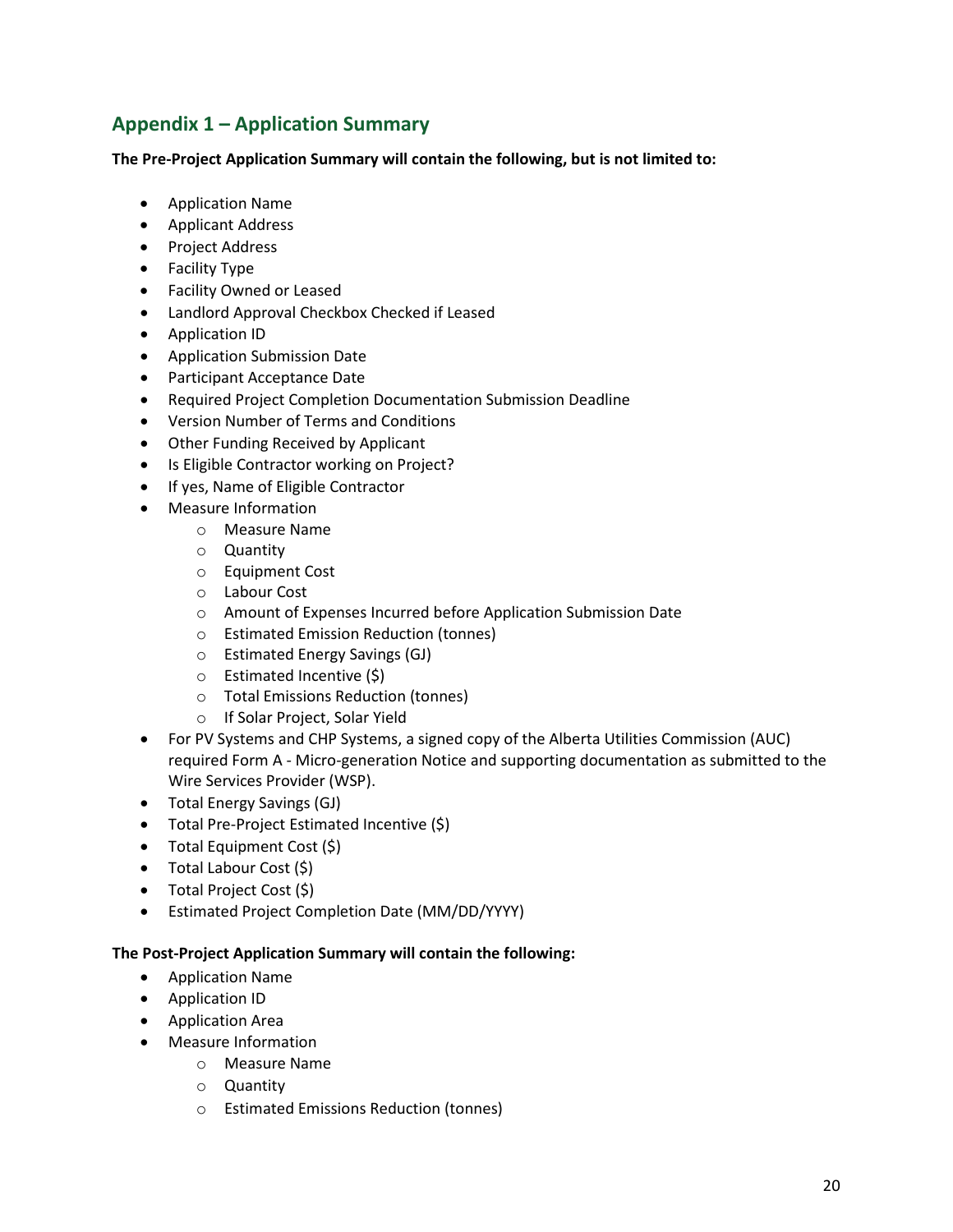## Appendix 1 – Application Summary

**The Pre-Project Application Summary will contain the following, but is not limited to:**

- Application Name
- Applicant Address
- Project Address
- Facility Type
- Facility Owned or Leased
- Landlord Approval Checkbox Checked if Leased
- Application ID
- Application Submission Date
- Participant Acceptance Date
- Required Project Completion Documentation Submission Deadline
- Version Number of Terms and Conditions
- Other Funding Received by Applicant
- Is Eligible Contractor working on Project?
- If yes, Name of Eligible Contractor
- Measure Information
  - Measure Name
  - Quantity
  - Equipment Cost
  - Labour Cost
  - Amount of Expenses Incurred before Application Submission Date
  - Estimated Emission Reduction (tonnes)
  - Estimated Energy Savings (GJ)
  - Estimated Incentive ($)
  - Total Emissions Reduction (tonnes)
  - If Solar Project, Solar Yield
- For PV Systems and CHP Systems, a signed copy of the Alberta Utilities Commission (AUC) required Form A - Micro-generation Notice and supporting documentation as submitted to the Wire Services Provider (WSP).
- Total Energy Savings (GJ)
- Total Pre-Project Estimated Incentive ($)
- Total Equipment Cost ($)
- Total Labour Cost ($)
- Total Project Cost ($)
- Estimated Project Completion Date (MM/DD/YYYY)

**The Post-Project Application Summary will contain the following:**

- Application Name
- Application ID
- Application Area
- Measure Information
  - Measure Name
  - Quantity
  - Estimated Emissions Reduction (tonnes)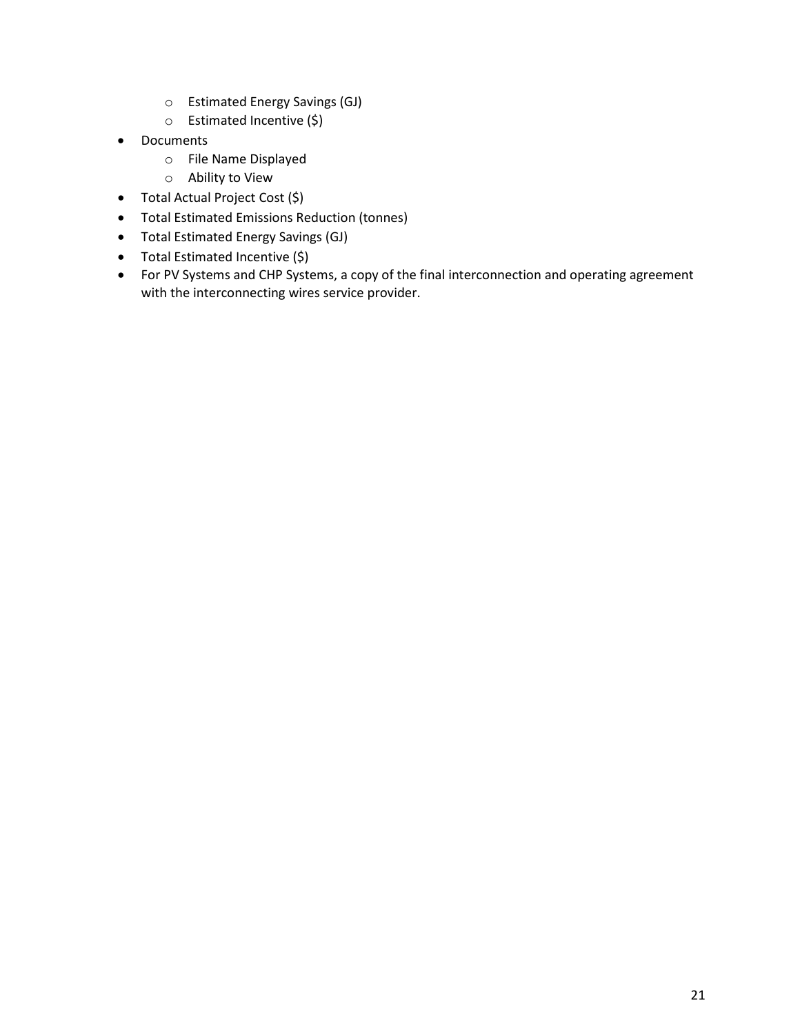- Estimated Energy Savings (GJ)
    - Estimated Incentive ($)
- Documents
    - File Name Displayed
    - Ability to View
- Total Actual Project Cost ($)
- Total Estimated Emissions Reduction (tonnes)
- Total Estimated Energy Savings (GJ)
- Total Estimated Incentive ($)
- For PV Systems and CHP Systems, a copy of the final interconnection and operating agreement with the interconnecting wires service provider.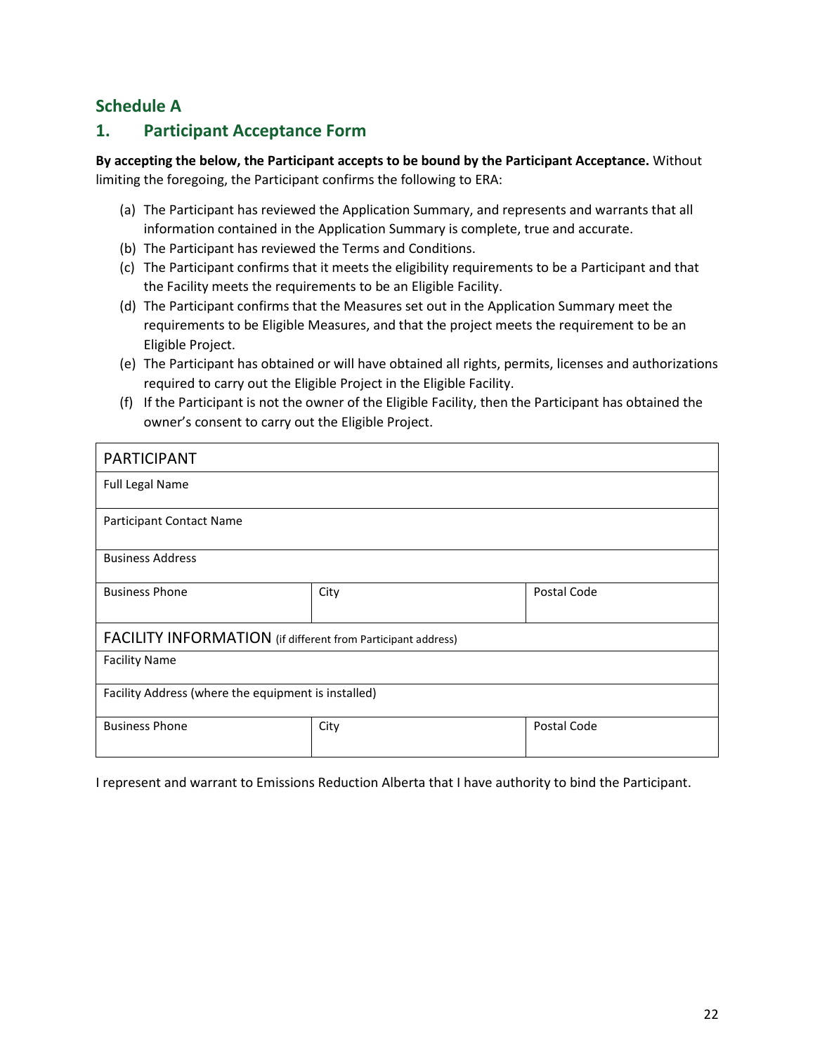## Schedule A

## 1. Participant Acceptance Form

**By accepting the below, the Participant accepts to be bound by the Participant Acceptance.** Without limiting the foregoing, the Participant confirms the following to ERA:

(a) The Participant has reviewed the Application Summary, and represents and warrants that all information contained in the Application Summary is complete, true and accurate.
(b) The Participant has reviewed the Terms and Conditions.
(c) The Participant confirms that it meets the eligibility requirements to be a Participant and that the Facility meets the requirements to be an Eligible Facility.
(d) The Participant confirms that the Measures set out in the Application Summary meet the requirements to be Eligible Measures, and that the project meets the requirement to be an Eligible Project.
(e) The Participant has obtained or will have obtained all rights, permits, licenses and authorizations required to carry out the Eligible Project in the Eligible Facility.
(f) If the Participant is not the owner of the Eligible Facility, then the Participant has obtained the owner's consent to carry out the Eligible Project.

| PARTICIPANT | | |
|---|---|---|
| Full Legal Name | | |
| Participant Contact Name | | |
| Business Address | | |
| Business Phone | City | Postal Code |
| FACILITY INFORMATION (if different from Participant address) | | |
| Facility Name | | |
| Facility Address (where the equipment is installed) | | |
| Business Phone | City | Postal Code |

I represent and warrant to Emissions Reduction Alberta that I have authority to bind the Participant.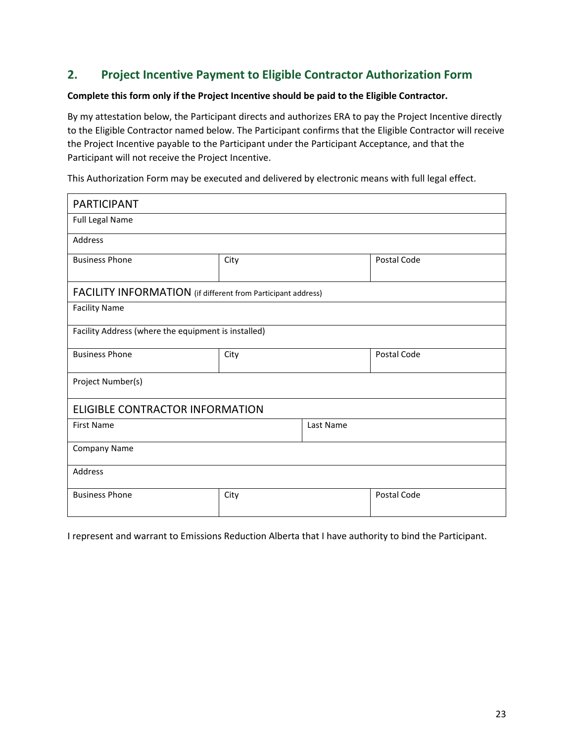## 2. Project Incentive Payment to Eligible Contractor Authorization Form

**Complete this form only if the Project Incentive should be paid to the Eligible Contractor.**

By my attestation below, the Participant directs and authorizes ERA to pay the Project Incentive directly to the Eligible Contractor named below. The Participant confirms that the Eligible Contractor will receive the Project Incentive payable to the Participant under the Participant Acceptance, and that the Participant will not receive the Project Incentive.

This Authorization Form may be executed and delivered by electronic means with full legal effect.

| | | |
|---|---|---|
| PARTICIPANT | | |
| Full Legal Name | | |
| Address | | |
| Business Phone | City | Postal Code |
| FACILITY INFORMATION (if different from Participant address) | | |
| Facility Name | | |
| Facility Address (where the equipment is installed) | | |
| Business Phone | City | Postal Code |
| Project Number(s) | | |
| ELIGIBLE CONTRACTOR INFORMATION | | |
| First Name | Last Name | |
| Company Name | | |
| Address | | |
| Business Phone | City | Postal Code |

I represent and warrant to Emissions Reduction Alberta that I have authority to bind the Participant.